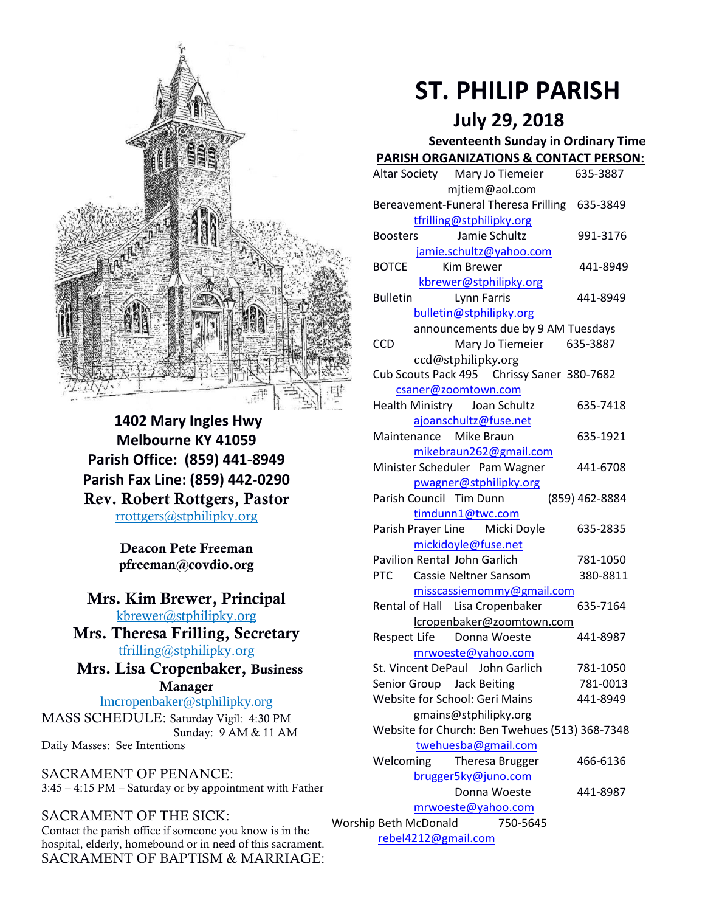# ST. PHILIP PARISH

## July 29, 2018

**Seventeenth Sunday in Ordinary Time**

**1402 Mary Ingles Hwy**
**Melbourne KY 41059**
**Parish Office: (859) 441-8949**
**Parish Fax Line: (859) 442-0290**
**Rev. Robert Rottgers, Pastor**
rrottgers@stphilipky.org

**Deacon Pete Freeman**
**pfreeman@covdio.org**

**Mrs. Kim Brewer, Principal**
kbrewer@stphilipky.org
**Mrs. Theresa Frilling, Secretary**
tfrilling@stphilipky.org
**Mrs. Lisa Cropenbaker, Business Manager**
lmcropenbaker@stphilipky.org

MASS SCHEDULE: Saturday Vigil: 4:30 PM
Sunday: 9 AM & 11 AM
Daily Masses: See Intentions

SACRAMENT OF PENANCE:
3:45 – 4:15 PM – Saturday or by appointment with Father

SACRAMENT OF THE SICK:
Contact the parish office if someone you know is in the hospital, elderly, homebound or in need of this sacrament.

SACRAMENT OF BAPTISM & MARRIAGE:

**PARISH ORGANIZATIONS & CONTACT PERSON:**

Altar Society Mary Jo Tiemeier 635-3887
mjtiem@aol.com

Bereavement-Funeral Theresa Frilling 635-3849
tfrilling@stphilipky.org

Boosters Jamie Schultz 991-3176
jamie.schultz@yahoo.com

BOTCE Kim Brewer 441-8949
kbrewer@stphilipky.org

Bulletin Lynn Farris 441-8949
bulletin@stphilipky.org
announcements due by 9 AM Tuesdays

CCD Mary Jo Tiemeier 635-3887
ccd@stphilipky.org

Cub Scouts Pack 495 Chrissy Saner 380-7682
csaner@zoomtown.com

Health Ministry Joan Schultz 635-7418
ajoanschultz@fuse.net

Maintenance Mike Braun 635-1921
mikebraun262@gmail.com

Minister Scheduler Pam Wagner 441-6708
pwagner@stphilipky.org

Parish Council Tim Dunn (859) 462-8884
timdunn1@twc.com

Parish Prayer Line Micki Doyle 635-2835
mickidoyle@fuse.net

Pavilion Rental John Garlich 781-1050

PTC Cassie Neltner Sansom 380-8811
misscassiemommy@gmail.com

Rental of Hall Lisa Cropenbaker 635-7164
lcropenbaker@zoomtown.com

Respect Life Donna Woeste 441-8987
mrwoeste@yahoo.com

St. Vincent DePaul John Garlich 781-1050

Senior Group Jack Beiting 781-0013

Website for School: Geri Mains 441-8949
gmains@stphilipky.org

Website for Church: Ben Twehues (513) 368-7348
twehuesba@gmail.com

Welcoming Theresa Brugger 466-6136
brugger5ky@juno.com
Donna Woeste 441-8987
mrwoeste@yahoo.com

Worship Beth McDonald 750-5645
rebel4212@gmail.com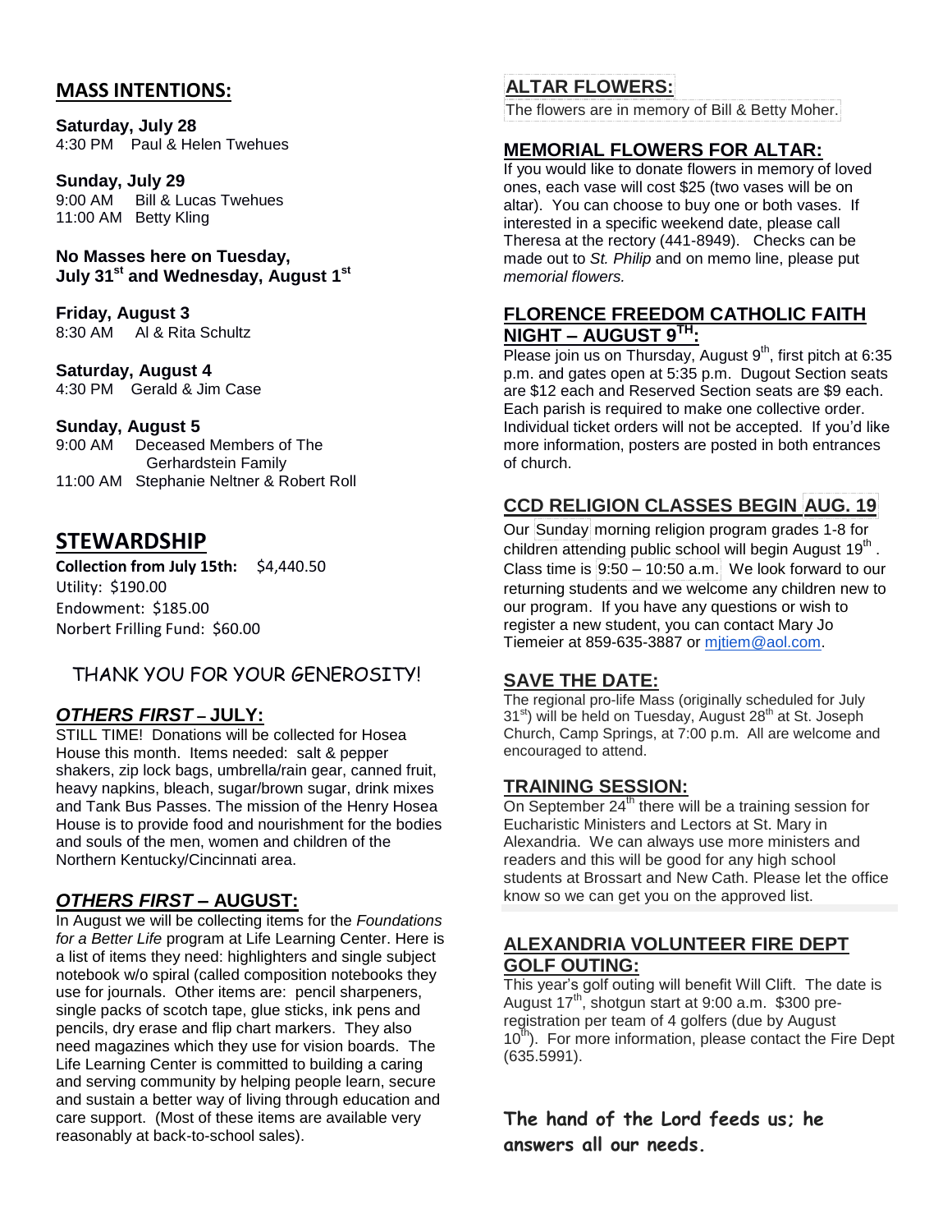## MASS INTENTIONS:

**Saturday, July 28**
4:30 PM Paul & Helen Twehues

**Sunday, July 29**
9:00 AM Bill & Lucas Twehues
11:00 AM Betty Kling

**No Masses here on Tuesday, July 31st and Wednesday, August 1st**

**Friday, August 3**
8:30 AM Al & Rita Schultz

**Saturday, August 4**
4:30 PM Gerald & Jim Case

**Sunday, August 5**
9:00 AM Deceased Members of The Gerhardstein Family
11:00 AM Stephanie Neltner & Robert Roll

## STEWARDSHIP

**Collection from July 15th:** $4,440.50
Utility: $190.00
Endowment: $185.00
Norbert Frilling Fund: $60.00

THANK YOU FOR YOUR GENEROSITY!

### *OTHERS FIRST* – JULY:

STILL TIME! Donations will be collected for Hosea House this month. Items needed: salt & pepper shakers, zip lock bags, umbrella/rain gear, canned fruit, heavy napkins, bleach, sugar/brown sugar, drink mixes and Tank Bus Passes. The mission of the Henry Hosea House is to provide food and nourishment for the bodies and souls of the men, women and children of the Northern Kentucky/Cincinnati area.

### *OTHERS FIRST* – AUGUST:

In August we will be collecting items for the *Foundations for a Better Life* program at Life Learning Center. Here is a list of items they need: highlighters and single subject notebook w/o spiral (called composition notebooks they use for journals. Other items are: pencil sharpeners, single packs of scotch tape, glue sticks, ink pens and pencils, dry erase and flip chart markers. They also need magazines which they use for vision boards. The Life Learning Center is committed to building a caring and serving community by helping people learn, secure and sustain a better way of living through education and care support. (Most of these items are available very reasonably at back-to-school sales).

### ALTAR FLOWERS:

The flowers are in memory of Bill & Betty Moher.

### MEMORIAL FLOWERS FOR ALTAR:

If you would like to donate flowers in memory of loved ones, each vase will cost $25 (two vases will be on altar). You can choose to buy one or both vases. If interested in a specific weekend date, please call Theresa at the rectory (441-8949). Checks can be made out to *St. Philip* and on memo line, please put *memorial flowers.*

### FLORENCE FREEDOM CATHOLIC FAITH NIGHT – AUGUST 9TH:

Please join us on Thursday, August 9th, first pitch at 6:35 p.m. and gates open at 5:35 p.m. Dugout Section seats are $12 each and Reserved Section seats are $9 each. Each parish is required to make one collective order. Individual ticket orders will not be accepted. If you'd like more information, posters are posted in both entrances of church.

### CCD RELIGION CLASSES BEGIN AUG. 19

Our Sunday morning religion program grades 1-8 for children attending public school will begin August 19th. Class time is 9:50 – 10:50 a.m. We look forward to our returning students and we welcome any children new to our program. If you have any questions or wish to register a new student, you can contact Mary Jo Tiemeier at 859-635-3887 or mjtiem@aol.com.

### SAVE THE DATE:

The regional pro-life Mass (originally scheduled for July 31st) will be held on Tuesday, August 28th at St. Joseph Church, Camp Springs, at 7:00 p.m. All are welcome and encouraged to attend.

### TRAINING SESSION:

On September 24th there will be a training session for Eucharistic Ministers and Lectors at St. Mary in Alexandria. We can always use more ministers and readers and this will be good for any high school students at Brossart and New Cath. Please let the office know so we can get you on the approved list.

### ALEXANDRIA VOLUNTEER FIRE DEPT GOLF OUTING:

This year's golf outing will benefit Will Clift. The date is August 17th, shotgun start at 9:00 a.m. $300 pre-registration per team of 4 golfers (due by August 10th). For more information, please contact the Fire Dept (635.5991).

**The hand of the Lord feeds us; he answers all our needs.**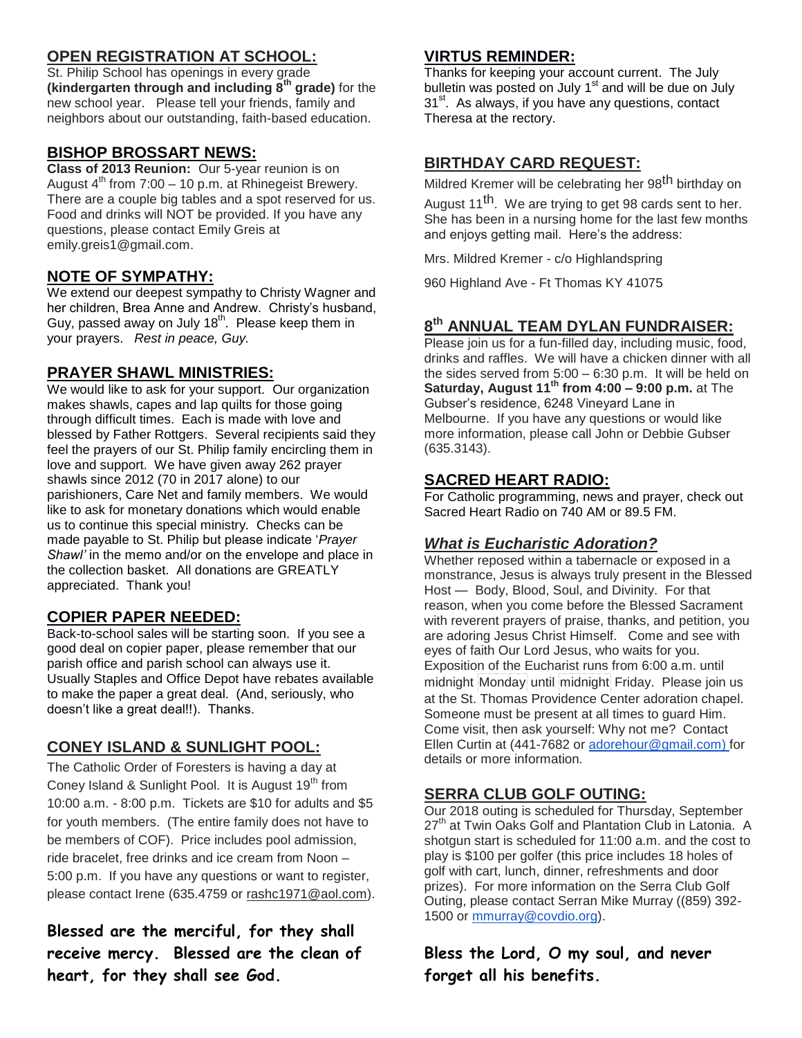## OPEN REGISTRATION AT SCHOOL:

St. Philip School has openings in every grade **(kindergarten through and including 8th grade)** for the new school year. Please tell your friends, family and neighbors about our outstanding, faith-based education.

## BISHOP BROSSART NEWS:

**Class of 2013 Reunion:** Our 5-year reunion is on August 4th from 7:00 – 10 p.m. at Rhinegeist Brewery. There are a couple big tables and a spot reserved for us. Food and drinks will NOT be provided. If you have any questions, please contact Emily Greis at emily.greis1@gmail.com.

## NOTE OF SYMPATHY:

We extend our deepest sympathy to Christy Wagner and her children, Brea Anne and Andrew. Christy's husband, Guy, passed away on July 18th. Please keep them in your prayers. *Rest in peace, Guy.*

## PRAYER SHAWL MINISTRIES:

We would like to ask for your support. Our organization makes shawls, capes and lap quilts for those going through difficult times. Each is made with love and blessed by Father Rottgers. Several recipients said they feel the prayers of our St. Philip family encircling them in love and support. We have given away 262 prayer shawls since 2012 (70 in 2017 alone) to our parishioners, Care Net and family members. We would like to ask for monetary donations which would enable us to continue this special ministry. Checks can be made payable to St. Philip but please indicate '*Prayer Shawl'* in the memo and/or on the envelope and place in the collection basket. All donations are GREATLY appreciated. Thank you!

## COPIER PAPER NEEDED:

Back-to-school sales will be starting soon. If you see a good deal on copier paper, please remember that our parish office and parish school can always use it. Usually Staples and Office Depot have rebates available to make the paper a great deal. (And, seriously, who doesn't like a great deal!!). Thanks.

## CONEY ISLAND & SUNLIGHT POOL:

The Catholic Order of Foresters is having a day at Coney Island & Sunlight Pool. It is August 19th from 10:00 a.m. - 8:00 p.m. Tickets are $10 for adults and $5 for youth members. (The entire family does not have to be members of COF). Price includes pool admission, ride bracelet, free drinks and ice cream from Noon – 5:00 p.m. If you have any questions or want to register, please contact Irene (635.4759 or rashc1971@aol.com).

**Blessed are the merciful, for they shall receive mercy. Blessed are the clean of heart, for they shall see God.**

## VIRTUS REMINDER:

Thanks for keeping your account current. The July bulletin was posted on July 1st and will be due on July 31st. As always, if you have any questions, contact Theresa at the rectory.

## BIRTHDAY CARD REQUEST:

Mildred Kremer will be celebrating her 98th birthday on August 11th. We are trying to get 98 cards sent to her. She has been in a nursing home for the last few months and enjoys getting mail. Here's the address:

Mrs. Mildred Kremer - c/o Highlandspring

960 Highland Ave - Ft Thomas KY 41075

## 8th ANNUAL TEAM DYLAN FUNDRAISER:

Please join us for a fun-filled day, including music, food, drinks and raffles. We will have a chicken dinner with all the sides served from 5:00 – 6:30 p.m. It will be held on **Saturday, August 11th from 4:00 – 9:00 p.m.** at The Gubser's residence, 6248 Vineyard Lane in Melbourne. If you have any questions or would like more information, please call John or Debbie Gubser (635.3143).

## SACRED HEART RADIO:

For Catholic programming, news and prayer, check out Sacred Heart Radio on 740 AM or 89.5 FM.

## *What is Eucharistic Adoration?*

Whether reposed within a tabernacle or exposed in a monstrance, Jesus is always truly present in the Blessed Host — Body, Blood, Soul, and Divinity. For that reason, when you come before the Blessed Sacrament with reverent prayers of praise, thanks, and petition, you are adoring Jesus Christ Himself. Come and see with eyes of faith Our Lord Jesus, who waits for you. Exposition of the Eucharist runs from 6:00 a.m. until midnight Monday until midnight Friday. Please join us at the St. Thomas Providence Center adoration chapel. Someone must be present at all times to guard Him. Come visit, then ask yourself: Why not me? Contact Ellen Curtin at (441-7682 or adorehour@gmail.com) for details or more information.

## SERRA CLUB GOLF OUTING:

Our 2018 outing is scheduled for Thursday, September 27th at Twin Oaks Golf and Plantation Club in Latonia. A shotgun start is scheduled for 11:00 a.m. and the cost to play is $100 per golfer (this price includes 18 holes of golf with cart, lunch, dinner, refreshments and door prizes). For more information on the Serra Club Golf Outing, please contact Serran Mike Murray ((859) 392-1500 or mmurray@covdio.org).

**Bless the Lord, O my soul, and never forget all his benefits.**